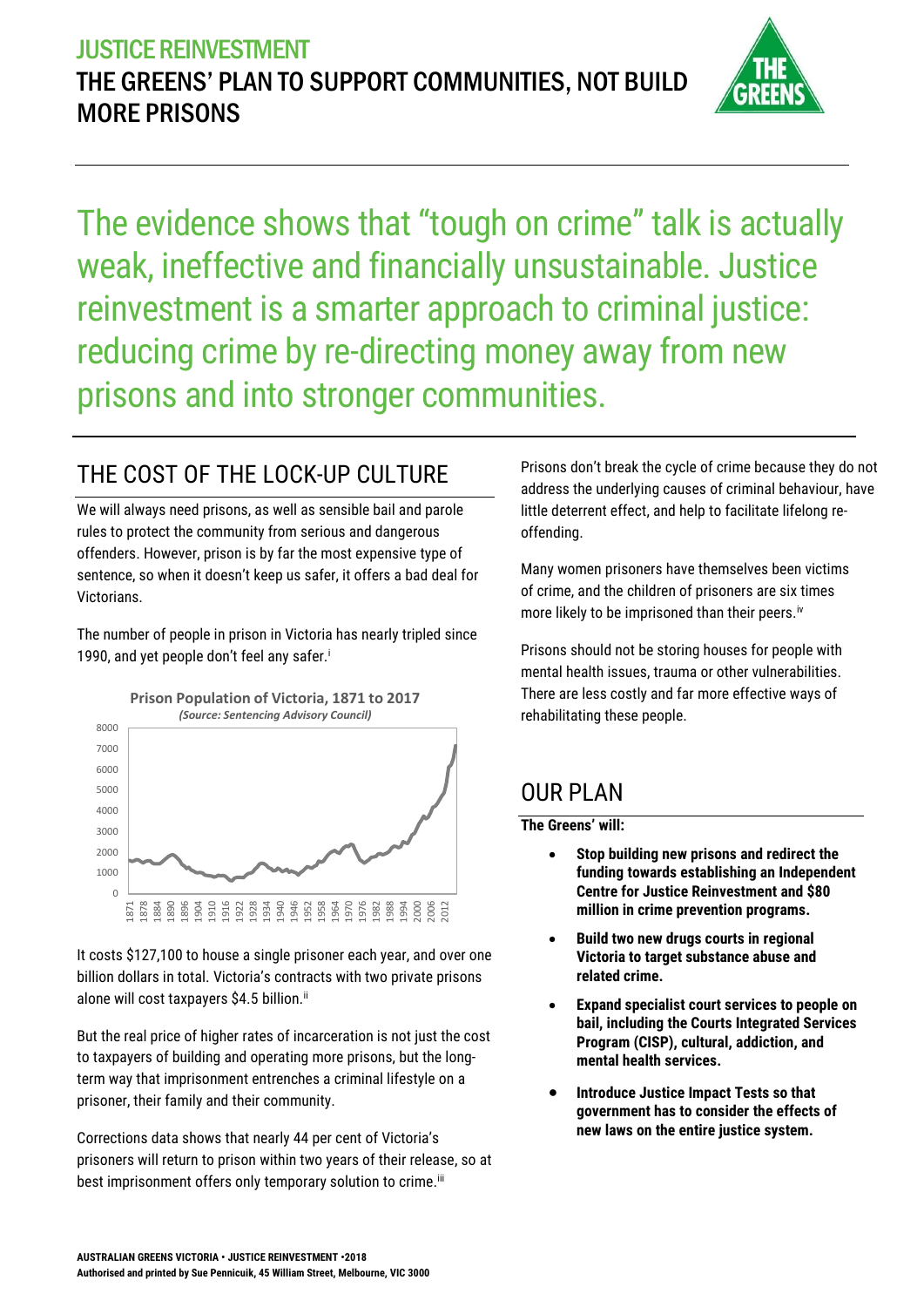# JUSTICE REINVESTMENT

## THE GREENS' PLAN TO SUPPORT COMMUNITIES, NOT BUILD MORE PRISONS

The evidence shows that "tough on crime" talk is actually weak, ineffective and financially unsustainable. Justice reinvestment is a smarter approach to criminal justice: reducing crime by re-directing money away from new prisons and into stronger communities.

## THE COST OF THE LOCK-UP CULTURE

We will always need prisons, as well as sensible bail and parole rules to protect the community from serious and dangerous offenders. However, prison is by far the most expensive type of sentence, so when it doesn't keep us safer, it offers a bad deal for Victorians.

The number of people in prison in Victoria has nearly tripled since 1990, and yet people don't feel any safer.[i]

**Prison Population of Victoria, 1871 to 2017**
*(Source: Sentencing Advisory Council)*

It costs $127,100 to house a single prisoner each year, and over one billion dollars in total. Victoria's contracts with two private prisons alone will cost taxpayers $4.5 billion.[ii]

But the real price of higher rates of incarceration is not just the cost to taxpayers of building and operating more prisons, but the long-term way that imprisonment entrenches a criminal lifestyle on a prisoner, their family and their community.

Corrections data shows that nearly 44 per cent of Victoria's prisoners will return to prison within two years of their release, so at best imprisonment offers only temporary solution to crime.[iii]

Prisons don't break the cycle of crime because they do not address the underlying causes of criminal behaviour, have little deterrent effect, and help to facilitate lifelong re-offending.

Many women prisoners have themselves been victims of crime, and the children of prisoners are six times more likely to be imprisoned than their peers.[iv]

Prisons should not be storing houses for people with mental health issues, trauma or other vulnerabilities. There are less costly and far more effective ways of rehabilitating these people.

## OUR PLAN

**The Greens' will:**

- **Stop building new prisons and redirect the funding towards establishing an Independent Centre for Justice Reinvestment and $80 million in crime prevention programs.**
- **Build two new drugs courts in regional Victoria to target substance abuse and related crime.**
- **Expand specialist court services to people on bail, including the Courts Integrated Services Program (CISP), cultural, addiction, and mental health services.**
- **Introduce Justice Impact Tests so that government has to consider the effects of new laws on the entire justice system.**

**AUSTRALIAN GREENS VICTORIA • JUSTICE REINVESTMENT •2018**
**Authorised and printed by Sue Pennicuik, 45 William Street, Melbourne, VIC 3000**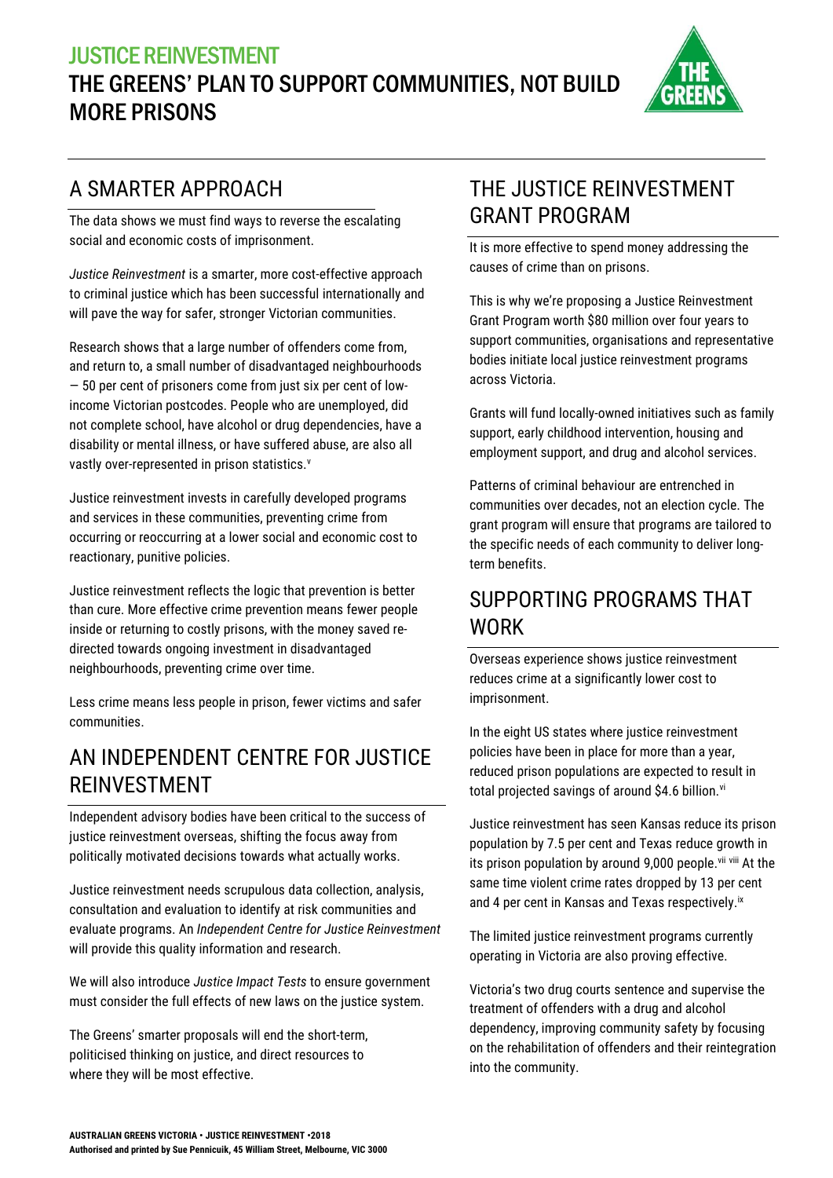# JUSTICE REINVESTMENT

## THE GREENS' PLAN TO SUPPORT COMMUNITIES, NOT BUILD MORE PRISONS

## A SMARTER APPROACH

The data shows we must find ways to reverse the escalating social and economic costs of imprisonment.

*Justice Reinvestment* is a smarter, more cost-effective approach to criminal justice which has been successful internationally and will pave the way for safer, stronger Victorian communities.

Research shows that a large number of offenders come from, and return to, a small number of disadvantaged neighbourhoods — 50 per cent of prisoners come from just six per cent of low-income Victorian postcodes. People who are unemployed, did not complete school, have alcohol or drug dependencies, have a disability or mental illness, or have suffered abuse, are also all vastly over-represented in prison statistics.[v]

Justice reinvestment invests in carefully developed programs and services in these communities, preventing crime from occurring or reoccurring at a lower social and economic cost to reactionary, punitive policies.

Justice reinvestment reflects the logic that prevention is better than cure. More effective crime prevention means fewer people inside or returning to costly prisons, with the money saved re-directed towards ongoing investment in disadvantaged neighbourhoods, preventing crime over time.

Less crime means less people in prison, fewer victims and safer communities.

## AN INDEPENDENT CENTRE FOR JUSTICE REINVESTMENT

Independent advisory bodies have been critical to the success of justice reinvestment overseas, shifting the focus away from politically motivated decisions towards what actually works.

Justice reinvestment needs scrupulous data collection, analysis, consultation and evaluation to identify at risk communities and evaluate programs. An *Independent Centre for Justice Reinvestment* will provide this quality information and research.

We will also introduce *Justice Impact Tests* to ensure government must consider the full effects of new laws on the justice system.

The Greens' smarter proposals will end the short-term, politicised thinking on justice, and direct resources to where they will be most effective.

## THE JUSTICE REINVESTMENT GRANT PROGRAM

It is more effective to spend money addressing the causes of crime than on prisons.

This is why we're proposing a Justice Reinvestment Grant Program worth $80 million over four years to support communities, organisations and representative bodies initiate local justice reinvestment programs across Victoria.

Grants will fund locally-owned initiatives such as family support, early childhood intervention, housing and employment support, and drug and alcohol services.

Patterns of criminal behaviour are entrenched in communities over decades, not an election cycle. The grant program will ensure that programs are tailored to the specific needs of each community to deliver long-term benefits.

## SUPPORTING PROGRAMS THAT WORK

Overseas experience shows justice reinvestment reduces crime at a significantly lower cost to imprisonment.

In the eight US states where justice reinvestment policies have been in place for more than a year, reduced prison populations are expected to result in total projected savings of around $4.6 billion.[vi]

Justice reinvestment has seen Kansas reduce its prison population by 7.5 per cent and Texas reduce growth in its prison population by around 9,000 people.[vii] [viii] At the same time violent crime rates dropped by 13 per cent and 4 per cent in Kansas and Texas respectively.[ix]

The limited justice reinvestment programs currently operating in Victoria are also proving effective.

Victoria's two drug courts sentence and supervise the treatment of offenders with a drug and alcohol dependency, improving community safety by focusing on the rehabilitation of offenders and their reintegration into the community.

**AUSTRALIAN GREENS VICTORIA • JUSTICE REINVESTMENT •2018**
**Authorised and printed by Sue Pennicuik, 45 William Street, Melbourne, VIC 3000**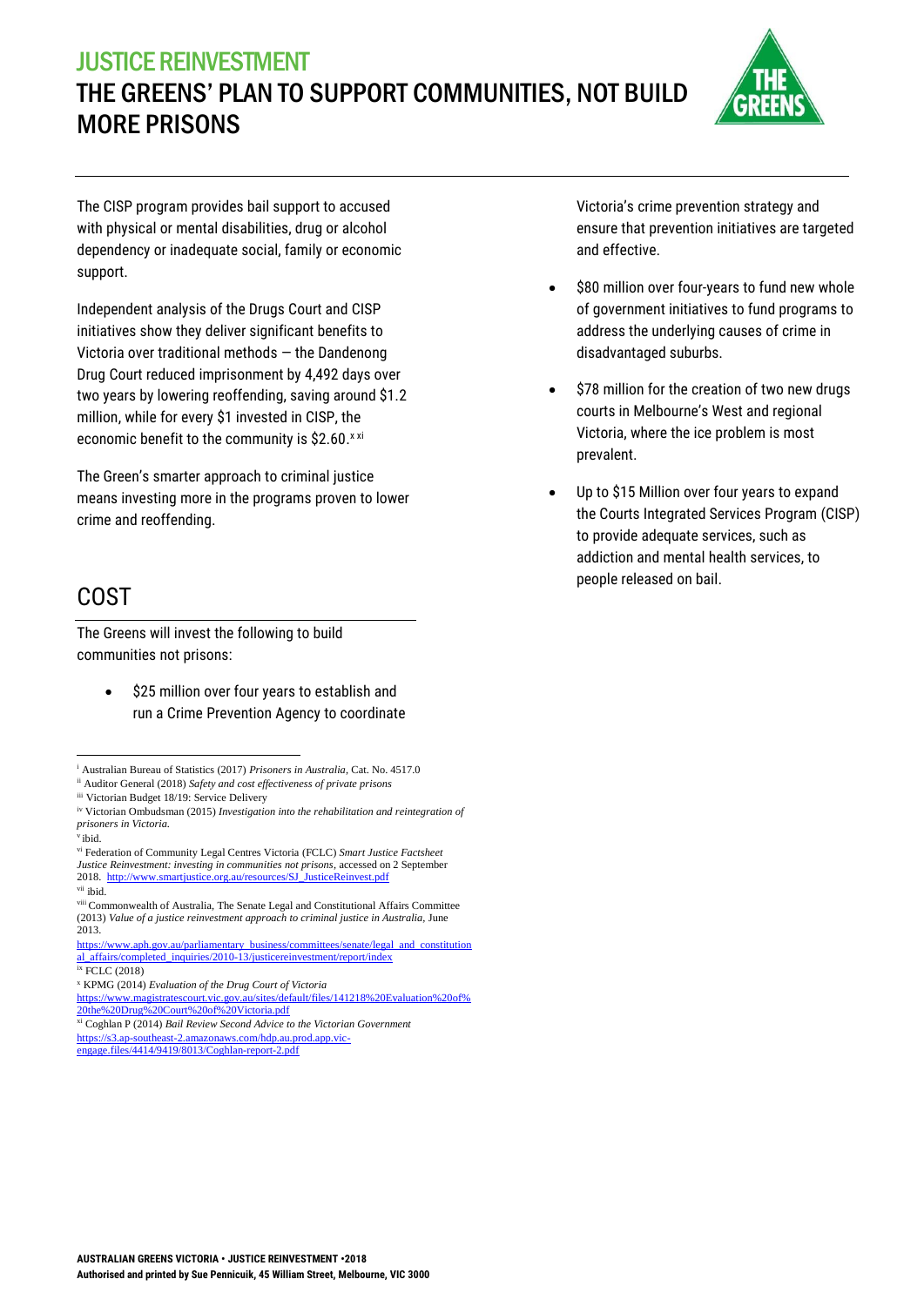The CISP program provides bail support to accused with physical or mental disabilities, drug or alcohol dependency or inadequate social, family or economic support.

Independent analysis of the Drugs Court and CISP initiatives show they deliver significant benefits to Victoria over traditional methods — the Dandenong Drug Court reduced imprisonment by 4,492 days over two years by lowering reoffending, saving around $1.2 million, while for every $1 invested in CISP, the economic benefit to the community is $2.60.[x xi]

The Green's smarter approach to criminal justice means investing more in the programs proven to lower crime and reoffending.

## COST

The Greens will invest the following to build communities not prisons:

- $25 million over four years to establish and run a Crime Prevention Agency to coordinate Victoria's crime prevention strategy and ensure that prevention initiatives are targeted and effective.
- $80 million over four-years to fund new whole of government initiatives to fund programs to address the underlying causes of crime in disadvantaged suburbs.
- $78 million for the creation of two new drugs courts in Melbourne's West and regional Victoria, where the ice problem is most prevalent.
- Up to $15 Million over four years to expand the Courts Integrated Services Program (CISP) to provide adequate services, such as addiction and mental health services, to people released on bail.

---

[i] Australian Bureau of Statistics (2017) *Prisoners in Australia*, Cat. No. 4517.0

[ii] Auditor General (2018) *Safety and cost effectiveness of private prisons*

[iii] Victorian Budget 18/19: Service Delivery

[iv] Victorian Ombudsman (2015) *Investigation into the rehabilitation and reintegration of prisoners in Victoria.*

[v] ibid.

[vi] Federation of Community Legal Centres Victoria (FCLC) *Smart Justice Factsheet Justice Reinvestment: investing in communities not prisons*, accessed on 2 September 2018. http://www.smartjustice.org.au/resources/SJ_JusticeReinvest.pdf

[vii] ibid.

[viii] Commonwealth of Australia, The Senate Legal and Constitutional Affairs Committee (2013) *Value of a justice reinvestment approach to criminal justice in Australia*, June 2013.
https://www.aph.gov.au/parliamentary_business/committees/senate/legal_and_constitutional_affairs/completed_inquiries/2010-13/justicereinvestment/report/index

[ix] FCLC (2018)

[x] KPMG (2014) *Evaluation of the Drug Court of Victoria*
https://www.magistratescourt.vic.gov.au/sites/default/files/141218%20Evaluation%20of%20the%20Drug%20Court%20of%20Victoria.pdf

[xi] Coghlan P (2014) *Bail Review Second Advice to the Victorian Government*
https://s3.ap-southeast-2.amazonaws.com/hdp.au.prod.app.vic-engage.files/4414/9419/8013/Coghlan-report-2.pdf

**AUSTRALIAN GREENS VICTORIA • JUSTICE REINVESTMENT •2018**
**Authorised and printed by Sue Pennicuik, 45 William Street, Melbourne, VIC 3000**